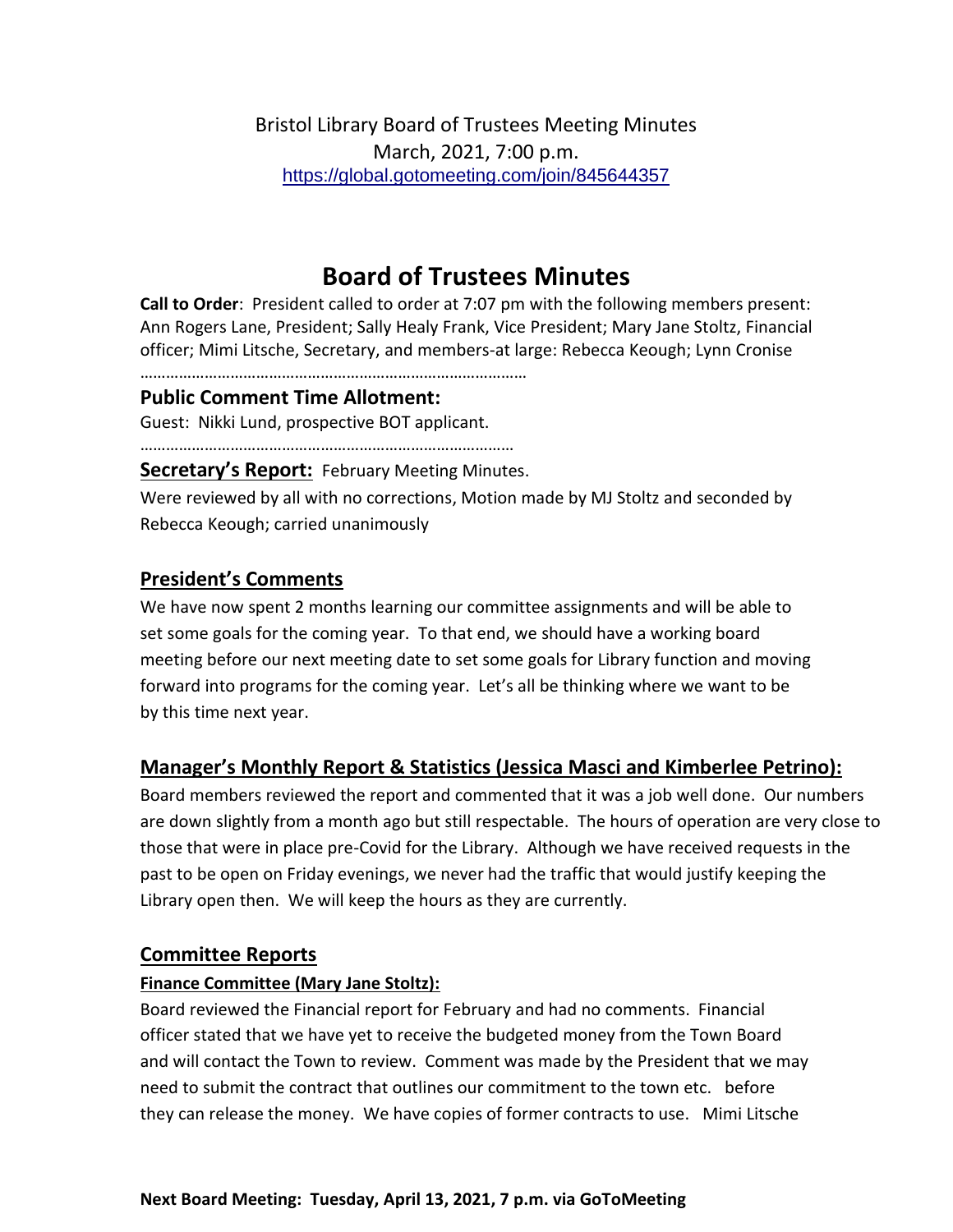Bristol Library Board of Trustees Meeting Minutes
March, 2021, 7:00 p.m.
https://global.gotomeeting.com/join/845644357

# Board of Trustees Minutes

**Call to Order**: President called to order at 7:07 pm with the following members present: Ann Rogers Lane, President; Sally Healy Frank, Vice President; Mary Jane Stoltz, Financial officer; Mimi Litsche, Secretary, and members-at large: Rebecca Keough; Lynn Cronise

………………………………………………………………………………

## Public Comment Time Allotment:

Guest: Nikki Lund, prospective BOT applicant.

………………………………………………………………………………

## Secretary's Report:

February Meeting Minutes.

Were reviewed by all with no corrections, Motion made by MJ Stoltz and seconded by Rebecca Keough; carried unanimously

## President's Comments

We have now spent 2 months learning our committee assignments and will be able to set some goals for the coming year. To that end, we should have a working board meeting before our next meeting date to set some goals for Library function and moving forward into programs for the coming year. Let's all be thinking where we want to be by this time next year.

## Manager's Monthly Report & Statistics (Jessica Masci and Kimberlee Petrino):

Board members reviewed the report and commented that it was a job well done. Our numbers are down slightly from a month ago but still respectable. The hours of operation are very close to those that were in place pre-Covid for the Library. Although we have received requests in the past to be open on Friday evenings, we never had the traffic that would justify keeping the Library open then. We will keep the hours as they are currently.

## Committee Reports

### Finance Committee (Mary Jane Stoltz):

Board reviewed the Financial report for February and had no comments. Financial officer stated that we have yet to receive the budgeted money from the Town Board and will contact the Town to review. Comment was made by the President that we may need to submit the contract that outlines our commitment to the town etc. before they can release the money. We have copies of former contracts to use. Mimi Litsche

**Next Board Meeting: Tuesday, April 13, 2021, 7 p.m. via GoToMeeting**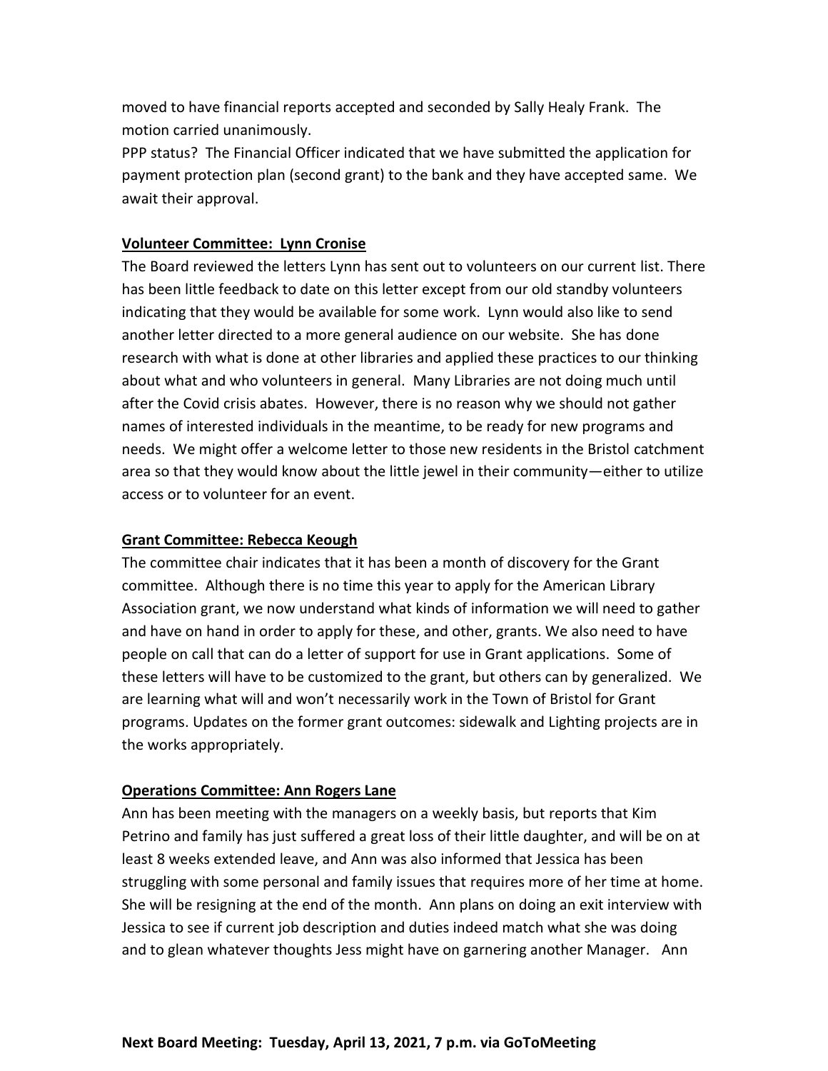moved to have financial reports accepted and seconded by Sally Healy Frank. The motion carried unanimously.

PPP status? The Financial Officer indicated that we have submitted the application for payment protection plan (second grant) to the bank and they have accepted same. We await their approval.

**Volunteer Committee: Lynn Cronise**

The Board reviewed the letters Lynn has sent out to volunteers on our current list. There has been little feedback to date on this letter except from our old standby volunteers indicating that they would be available for some work. Lynn would also like to send another letter directed to a more general audience on our website. She has done research with what is done at other libraries and applied these practices to our thinking about what and who volunteers in general. Many Libraries are not doing much until after the Covid crisis abates. However, there is no reason why we should not gather names of interested individuals in the meantime, to be ready for new programs and needs. We might offer a welcome letter to those new residents in the Bristol catchment area so that they would know about the little jewel in their community—either to utilize access or to volunteer for an event.

**Grant Committee: Rebecca Keough**

The committee chair indicates that it has been a month of discovery for the Grant committee. Although there is no time this year to apply for the American Library Association grant, we now understand what kinds of information we will need to gather and have on hand in order to apply for these, and other, grants. We also need to have people on call that can do a letter of support for use in Grant applications. Some of these letters will have to be customized to the grant, but others can by generalized. We are learning what will and won't necessarily work in the Town of Bristol for Grant programs. Updates on the former grant outcomes: sidewalk and Lighting projects are in the works appropriately.

**Operations Committee: Ann Rogers Lane**

Ann has been meeting with the managers on a weekly basis, but reports that Kim Petrino and family has just suffered a great loss of their little daughter, and will be on at least 8 weeks extended leave, and Ann was also informed that Jessica has been struggling with some personal and family issues that requires more of her time at home. She will be resigning at the end of the month. Ann plans on doing an exit interview with Jessica to see if current job description and duties indeed match what she was doing and to glean whatever thoughts Jess might have on garnering another Manager. Ann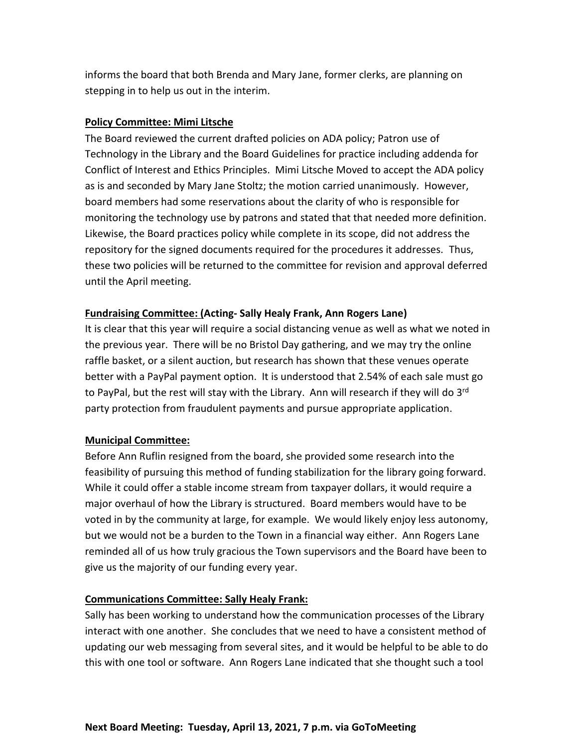informs the board that both Brenda and Mary Jane, former clerks, are planning on stepping in to help us out in the interim.

**Policy Committee: Mimi Litsche**

The Board reviewed the current drafted policies on ADA policy; Patron use of Technology in the Library and the Board Guidelines for practice including addenda for Conflict of Interest and Ethics Principles. Mimi Litsche Moved to accept the ADA policy as is and seconded by Mary Jane Stoltz; the motion carried unanimously. However, board members had some reservations about the clarity of who is responsible for monitoring the technology use by patrons and stated that that needed more definition. Likewise, the Board practices policy while complete in its scope, did not address the repository for the signed documents required for the procedures it addresses. Thus, these two policies will be returned to the committee for revision and approval deferred until the April meeting.

**Fundraising Committee: (Acting- Sally Healy Frank, Ann Rogers Lane)**

It is clear that this year will require a social distancing venue as well as what we noted in the previous year. There will be no Bristol Day gathering, and we may try the online raffle basket, or a silent auction, but research has shown that these venues operate better with a PayPal payment option. It is understood that 2.54% of each sale must go to PayPal, but the rest will stay with the Library. Ann will research if they will do 3rd party protection from fraudulent payments and pursue appropriate application.

**Municipal Committee:**

Before Ann Ruflin resigned from the board, she provided some research into the feasibility of pursuing this method of funding stabilization for the library going forward. While it could offer a stable income stream from taxpayer dollars, it would require a major overhaul of how the Library is structured. Board members would have to be voted in by the community at large, for example. We would likely enjoy less autonomy, but we would not be a burden to the Town in a financial way either. Ann Rogers Lane reminded all of us how truly gracious the Town supervisors and the Board have been to give us the majority of our funding every year.

**Communications Committee: Sally Healy Frank:**

Sally has been working to understand how the communication processes of the Library interact with one another. She concludes that we need to have a consistent method of updating our web messaging from several sites, and it would be helpful to be able to do this with one tool or software. Ann Rogers Lane indicated that she thought such a tool

**Next Board Meeting: Tuesday, April 13, 2021, 7 p.m. via GoToMeeting**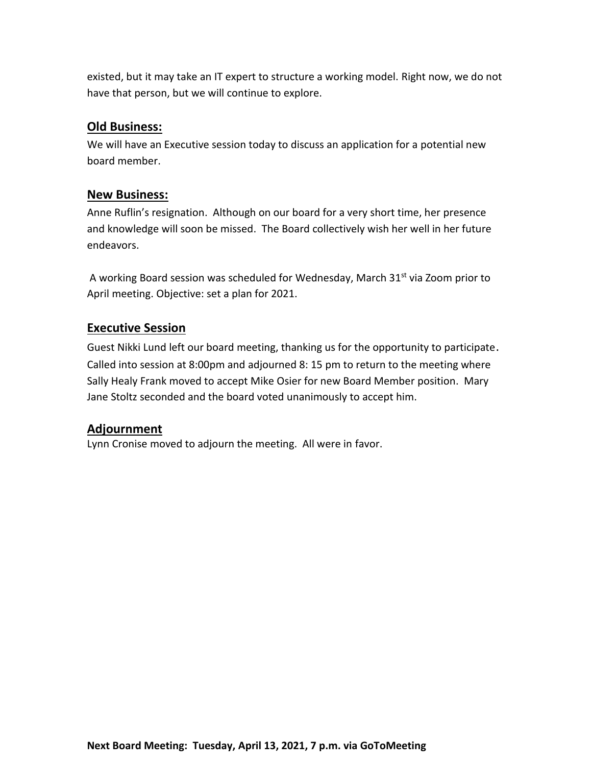existed, but it may take an IT expert to structure a working model. Right now, we do not have that person, but we will continue to explore.

## Old Business:

We will have an Executive session today to discuss an application for a potential new board member.

## New Business:

Anne Ruflin's resignation. Although on our board for a very short time, her presence and knowledge will soon be missed. The Board collectively wish her well in her future endeavors.

A working Board session was scheduled for Wednesday, March 31st via Zoom prior to April meeting. Objective: set a plan for 2021.

## Executive Session

Guest Nikki Lund left our board meeting, thanking us for the opportunity to participate. Called into session at 8:00pm and adjourned 8: 15 pm to return to the meeting where Sally Healy Frank moved to accept Mike Osier for new Board Member position. Mary Jane Stoltz seconded and the board voted unanimously to accept him.

## Adjournment

Lynn Cronise moved to adjourn the meeting. All were in favor.

**Next Board Meeting: Tuesday, April 13, 2021, 7 p.m. via GoToMeeting**